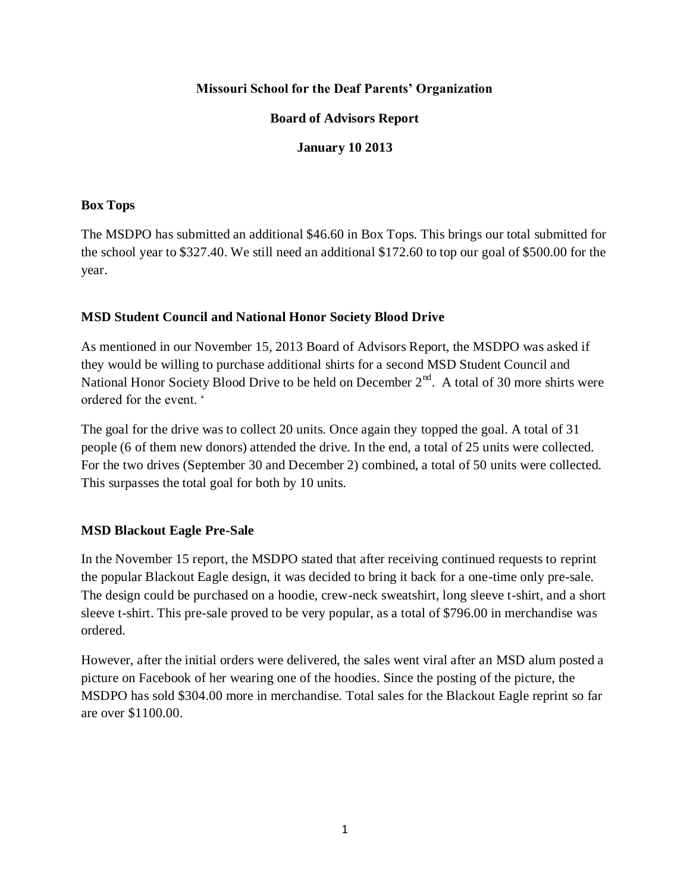**Missouri School for the Deaf Parents' Organization**

**Board of Advisors Report**

**January 10 2013**

### Box Tops

The MSDPO has submitted an additional $46.60 in Box Tops. This brings our total submitted for the school year to $327.40. We still need an additional $172.60 to top our goal of $500.00 for the year.

### MSD Student Council and National Honor Society Blood Drive

As mentioned in our November 15, 2013 Board of Advisors Report, the MSDPO was asked if they would be willing to purchase additional shirts for a second MSD Student Council and National Honor Society Blood Drive to be held on December 2nd. A total of 30 more shirts were ordered for the event. '

The goal for the drive was to collect 20 units. Once again they topped the goal. A total of 31 people (6 of them new donors) attended the drive. In the end, a total of 25 units were collected. For the two drives (September 30 and December 2) combined, a total of 50 units were collected. This surpasses the total goal for both by 10 units.

### MSD Blackout Eagle Pre-Sale

In the November 15 report, the MSDPO stated that after receiving continued requests to reprint the popular Blackout Eagle design, it was decided to bring it back for a one-time only pre-sale. The design could be purchased on a hoodie, crew-neck sweatshirt, long sleeve t-shirt, and a short sleeve t-shirt. This pre-sale proved to be very popular, as a total of $796.00 in merchandise was ordered.

However, after the initial orders were delivered, the sales went viral after an MSD alum posted a picture on Facebook of her wearing one of the hoodies. Since the posting of the picture, the MSDPO has sold $304.00 more in merchandise. Total sales for the Blackout Eagle reprint so far are over $1100.00.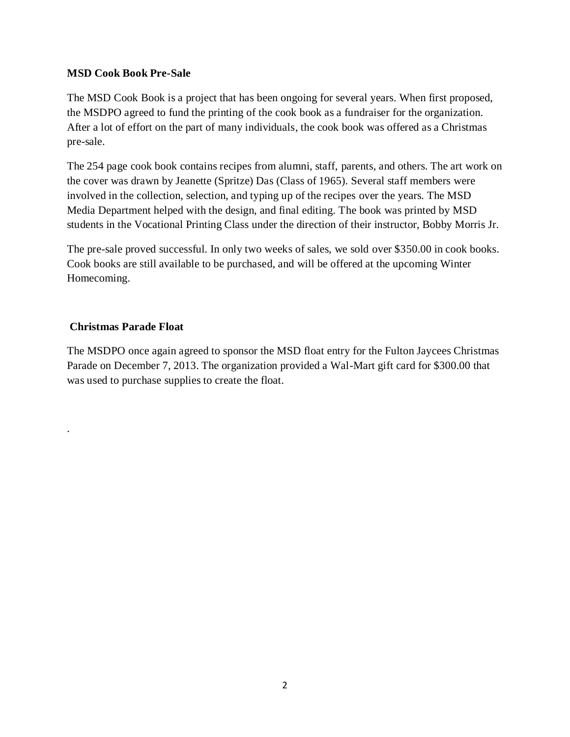**MSD Cook Book Pre-Sale**

The MSD Cook Book is a project that has been ongoing for several years. When first proposed, the MSDPO agreed to fund the printing of the cook book as a fundraiser for the organization. After a lot of effort on the part of many individuals, the cook book was offered as a Christmas pre-sale.

The 254 page cook book contains recipes from alumni, staff, parents, and others. The art work on the cover was drawn by Jeanette (Spritze) Das (Class of 1965). Several staff members were involved in the collection, selection, and typing up of the recipes over the years. The MSD Media Department helped with the design, and final editing. The book was printed by MSD students in the Vocational Printing Class under the direction of their instructor, Bobby Morris Jr.

The pre-sale proved successful. In only two weeks of sales, we sold over $350.00 in cook books. Cook books are still available to be purchased, and will be offered at the upcoming Winter Homecoming.

**Christmas Parade Float**

The MSDPO once again agreed to sponsor the MSD float entry for the Fulton Jaycees Christmas Parade on December 7, 2013. The organization provided a Wal-Mart gift card for $300.00 that was used to purchase supplies to create the float.

.